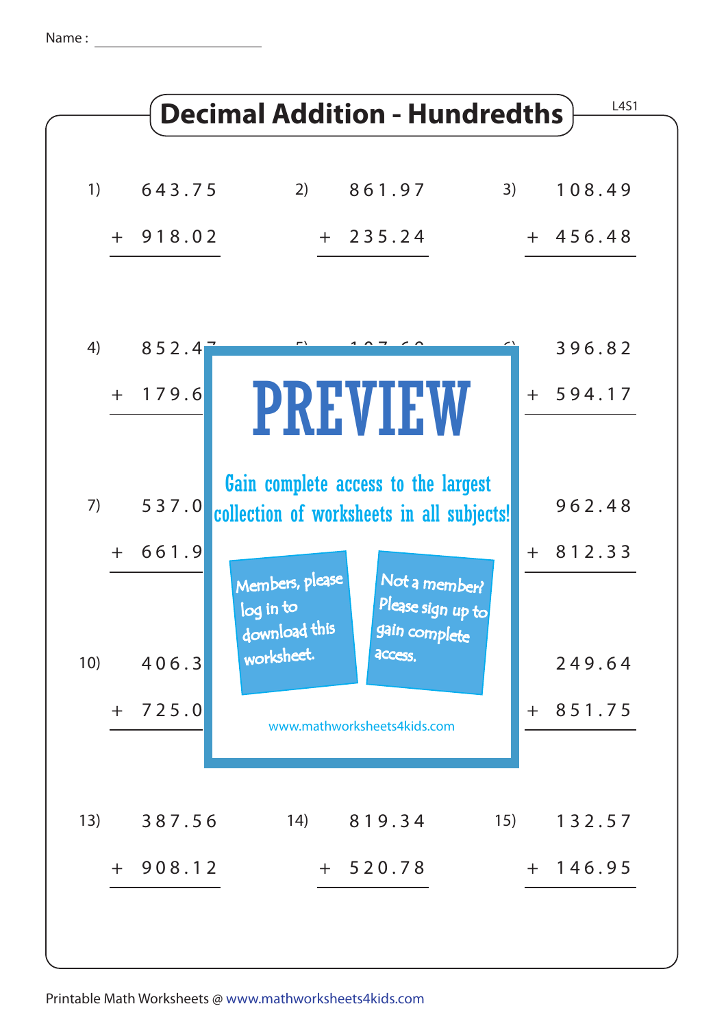Name : ____________________

# Decimal Addition - Hundredths

L4S1

1) 643.75 + 918.02

2) 861.97 + 235.24

3) 108.49 + 456.48

4) 852.4 + 179.6

6) 396.82 + 594.17

7) 537.0 + 661.9

9) 962.48 + 812.33

10) 406.3 + 725.0

12) 249.64 + 851.75

13) 387.56 + 908.12

14) 819.34 + 520.78

15) 132.57 + 146.95

PREVIEW

Gain complete access to the largest collection of worksheets in all subjects!

Members, please log in to download this worksheet.

Not a member? Please sign up to gain complete access.

www.mathworksheets4kids.com

Printable Math Worksheets @ www.mathworksheets4kids.com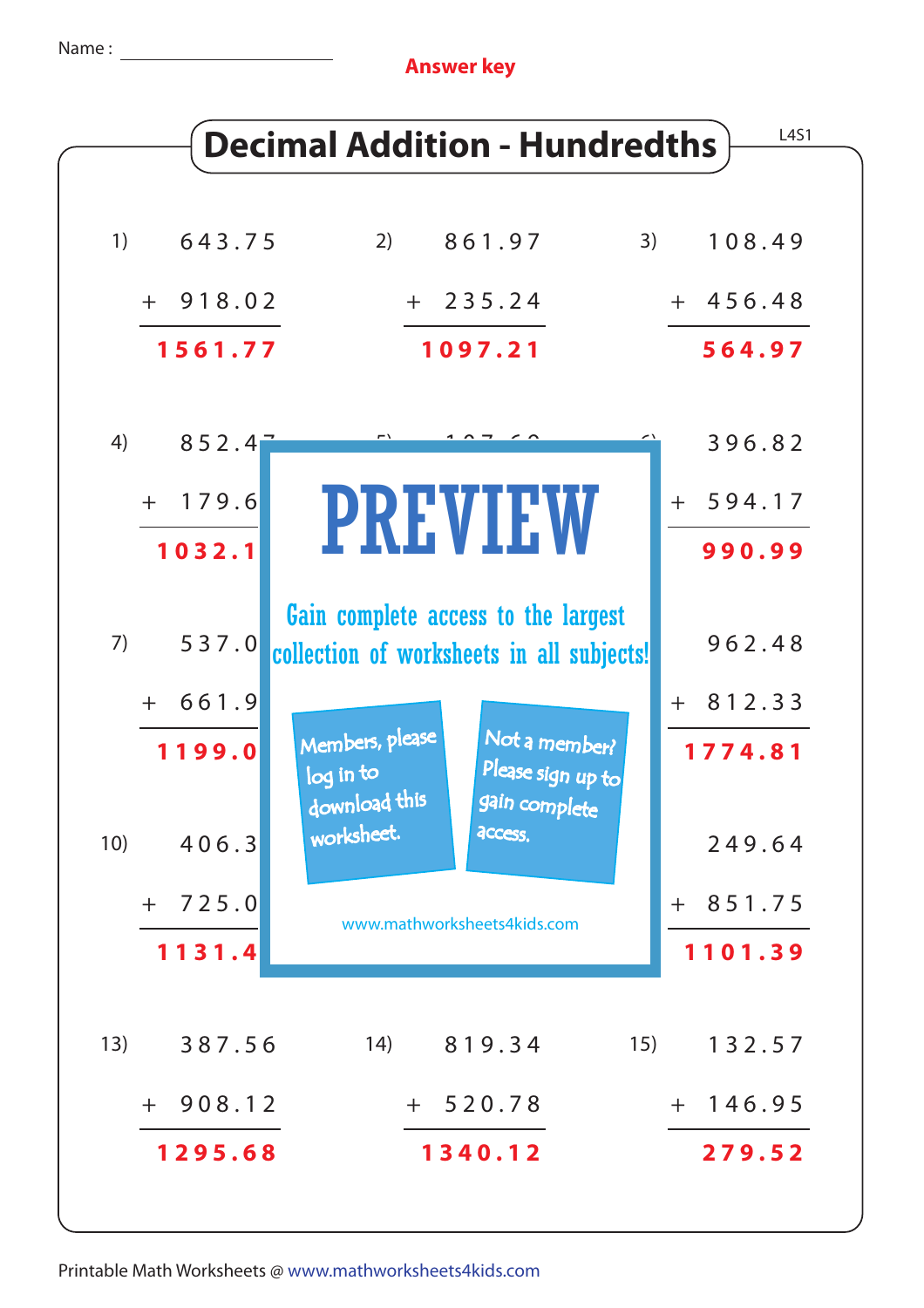Name : ______________________

**Answer key**

# Decimal Addition - Hundredths

L4S1

1) 643.75 + 918.02 = **1561.77**

2) 861.97 + 235.24 = **1097.21**

3) 108.49 + 456.48 = **564.97**

4) 852.4 + 179.6 = **1032.1**

5) 1 0 7 . 6 0

6) 396.82 + 594.17 = **990.99**

7) 537.0 + 661.9 = **1199.0**

8)

9) 962.48 + 812.33 = **1774.81**

10) 406.3 + 725.0 = **1131.4**

11)

12) 249.64 + 851.75 = **1101.39**

13) 387.56 + 908.12 = **1295.68**

14) 819.34 + 520.78 = **1340.12**

15) 132.57 + 146.95 = **279.52**

PREVIEW

Gain complete access to the largest collection of worksheets in all subjects!

Members, please log in to download this worksheet.

Not a member? Please sign up to gain complete access.

www.mathworksheets4kids.com

Printable Math Worksheets @ www.mathworksheets4kids.com